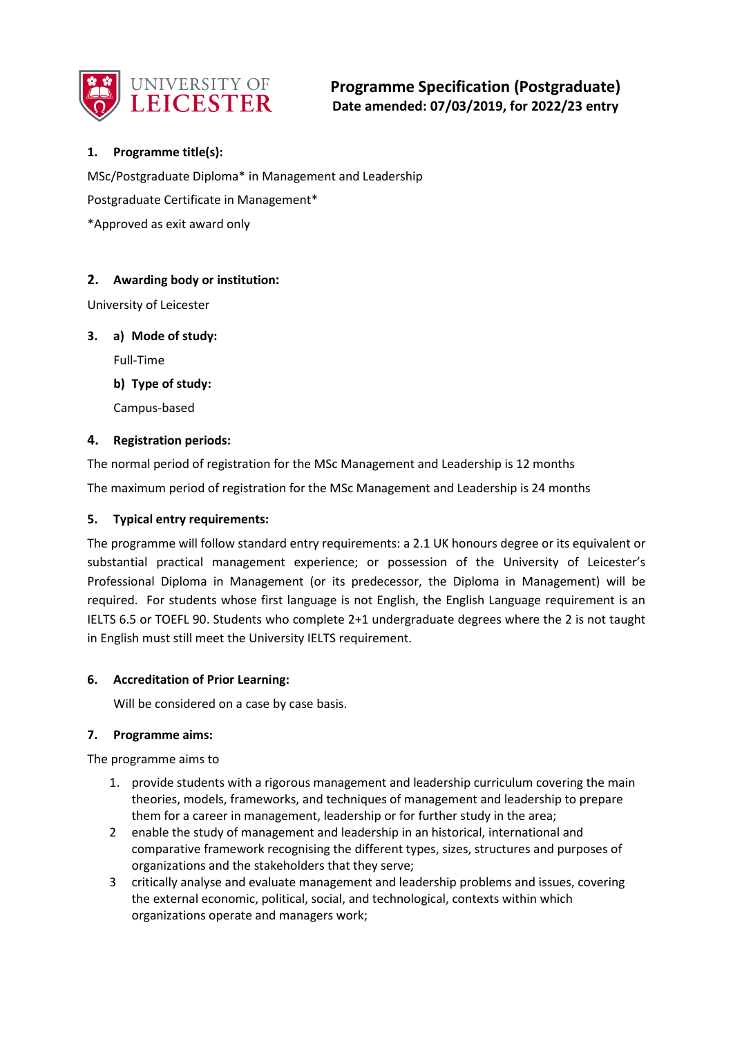UNIVERSITY OF LEICESTER

# Programme Specification (Postgraduate)

**Date amended: 07/03/2019, for 2022/23 entry**

## 1. Programme title(s):

MSc/Postgraduate Diploma* in Management and Leadership

Postgraduate Certificate in Management*

*Approved as exit award only

## 2. Awarding body or institution:

University of Leicester

## 3. a) Mode of study:

Full-Time

**b) Type of study:**

Campus-based

## 4. Registration periods:

The normal period of registration for the MSc Management and Leadership is 12 months

The maximum period of registration for the MSc Management and Leadership is 24 months

## 5. Typical entry requirements:

The programme will follow standard entry requirements: a 2.1 UK honours degree or its equivalent or substantial practical management experience; or possession of the University of Leicester's Professional Diploma in Management (or its predecessor, the Diploma in Management) will be required. For students whose first language is not English, the English Language requirement is an IELTS 6.5 or TOEFL 90. Students who complete 2+1 undergraduate degrees where the 2 is not taught in English must still meet the University IELTS requirement.

## 6. Accreditation of Prior Learning:

Will be considered on a case by case basis.

## 7. Programme aims:

The programme aims to

1. provide students with a rigorous management and leadership curriculum covering the main theories, models, frameworks, and techniques of management and leadership to prepare them for a career in management, leadership or for further study in the area;
2. enable the study of management and leadership in an historical, international and comparative framework recognising the different types, sizes, structures and purposes of organizations and the stakeholders that they serve;
3. critically analyse and evaluate management and leadership problems and issues, covering the external economic, political, social, and technological, contexts within which organizations operate and managers work;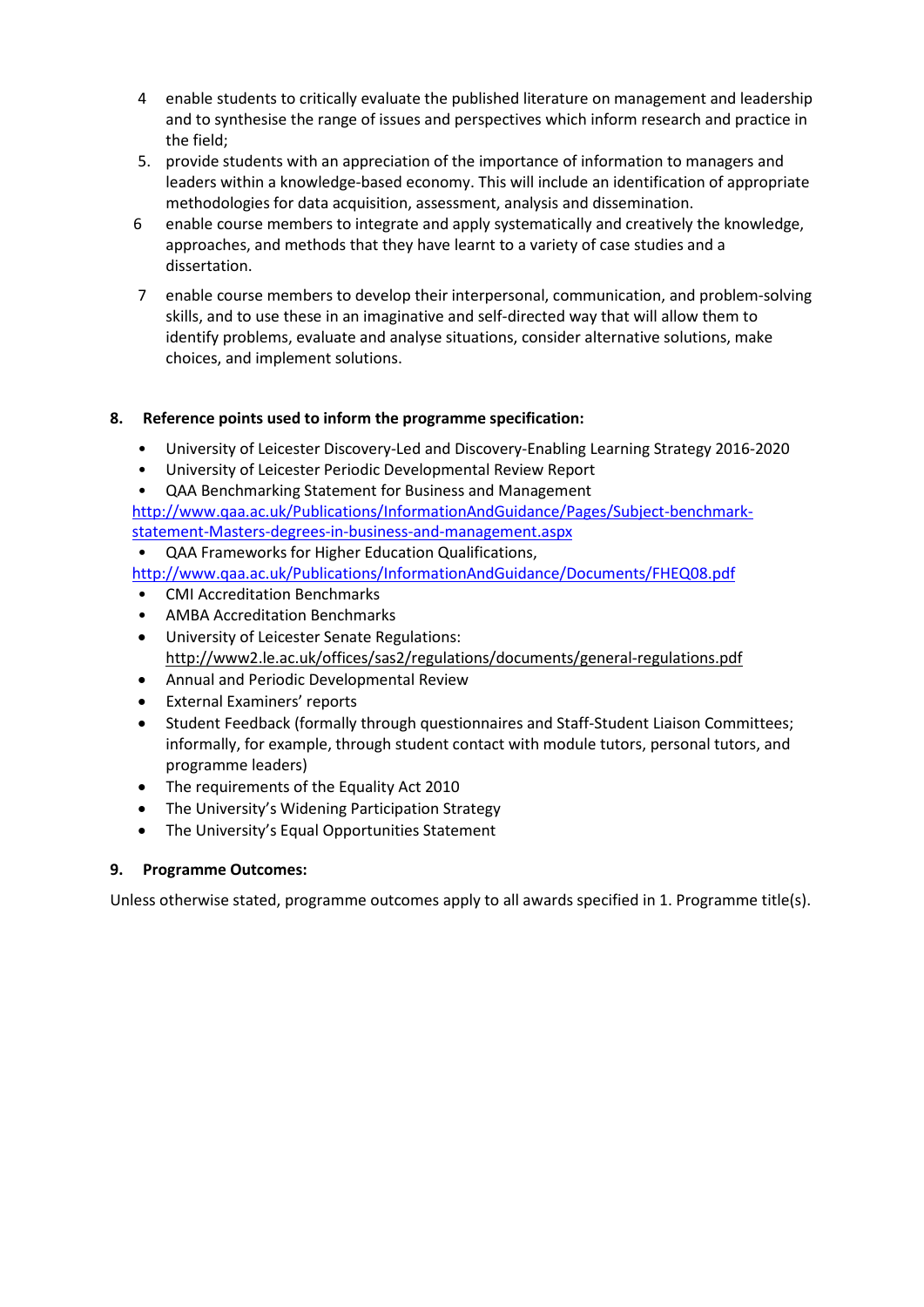4 enable students to critically evaluate the published literature on management and leadership and to synthesise the range of issues and perspectives which inform research and practice in the field;

5. provide students with an appreciation of the importance of information to managers and leaders within a knowledge-based economy. This will include an identification of appropriate methodologies for data acquisition, assessment, analysis and dissemination.

6 enable course members to integrate and apply systematically and creatively the knowledge, approaches, and methods that they have learnt to a variety of case studies and a dissertation.

7 enable course members to develop their interpersonal, communication, and problem-solving skills, and to use these in an imaginative and self-directed way that will allow them to identify problems, evaluate and analyse situations, consider alternative solutions, make choices, and implement solutions.

## 8. Reference points used to inform the programme specification:

- University of Leicester Discovery-Led and Discovery-Enabling Learning Strategy 2016-2020
- University of Leicester Periodic Developmental Review Report
- QAA Benchmarking Statement for Business and Management http://www.qaa.ac.uk/Publications/InformationAndGuidance/Pages/Subject-benchmark-statement-Masters-degrees-in-business-and-management.aspx
- QAA Frameworks for Higher Education Qualifications, http://www.qaa.ac.uk/Publications/InformationAndGuidance/Documents/FHEQ08.pdf
- CMI Accreditation Benchmarks
- AMBA Accreditation Benchmarks
- University of Leicester Senate Regulations: http://www2.le.ac.uk/offices/sas2/regulations/documents/general-regulations.pdf
- Annual and Periodic Developmental Review
- External Examiners' reports
- Student Feedback (formally through questionnaires and Staff-Student Liaison Committees; informally, for example, through student contact with module tutors, personal tutors, and programme leaders)
- The requirements of the Equality Act 2010
- The University's Widening Participation Strategy
- The University's Equal Opportunities Statement

## 9. Programme Outcomes:

Unless otherwise stated, programme outcomes apply to all awards specified in 1. Programme title(s).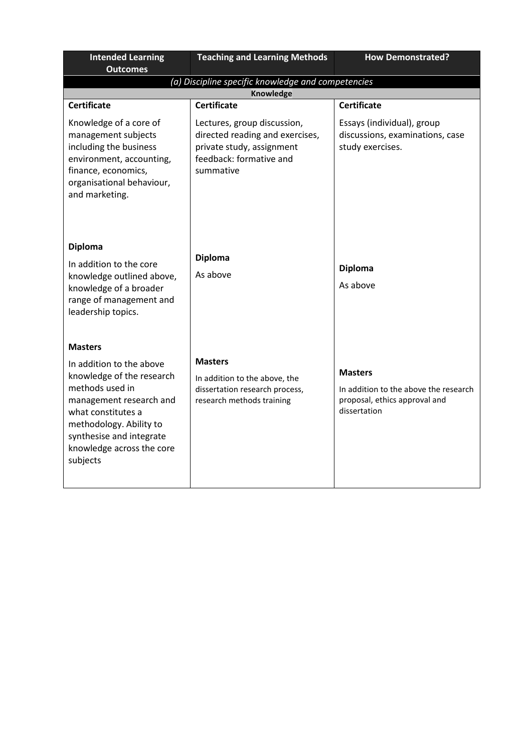| Intended Learning Outcomes | Teaching and Learning Methods | How Demonstrated? |
|---|---|---|
| *(a) Discipline specific knowledge and competencies* | | |
| **Knowledge** | | |
| **Certificate**<br><br>Knowledge of a core of management subjects including the business environment, accounting, finance, economics, organisational behaviour, and marketing. | **Certificate**<br><br>Lectures, group discussion, directed reading and exercises, private study, assignment feedback: formative and summative | **Certificate**<br><br>Essays (individual), group discussions, examinations, case study exercises. |
| **Diploma**<br><br>In addition to the core knowledge outlined above, knowledge of a broader range of management and leadership topics. | **Diploma**<br><br>As above | **Diploma**<br><br>As above |
| **Masters**<br><br>In addition to the above knowledge of the research methods used in management research and what constitutes a methodology. Ability to synthesise and integrate knowledge across the core subjects | **Masters**<br><br>In addition to the above, the dissertation research process, research methods training | **Masters**<br><br>In addition to the above the research proposal, ethics approval and dissertation |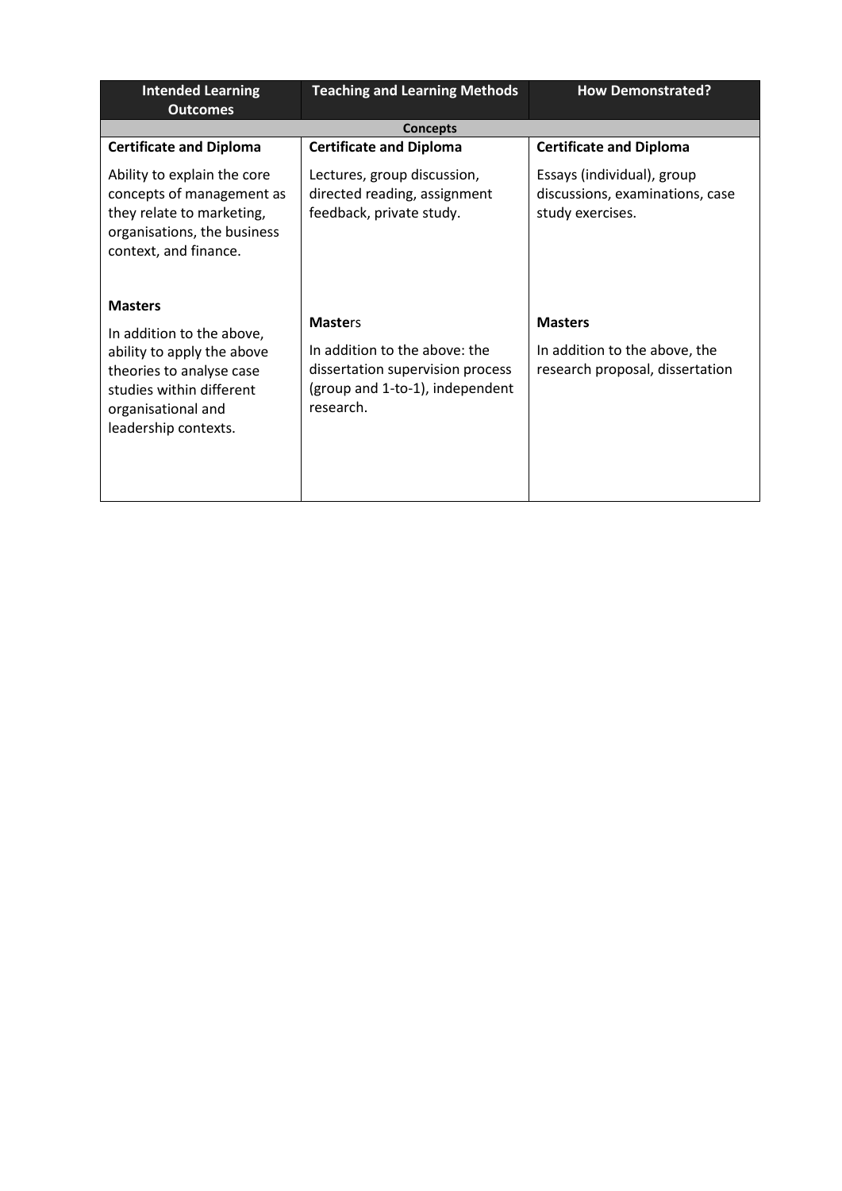| Intended Learning Outcomes | Teaching and Learning Methods | How Demonstrated? |
|---|---|---|
| **Concepts** | | |
| **Certificate and Diploma**<br><br>Ability to explain the core concepts of management as they relate to marketing, organisations, the business context, and finance. | **Certificate and Diploma**<br><br>Lectures, group discussion, directed reading, assignment feedback, private study. | **Certificate and Diploma**<br><br>Essays (individual), group discussions, examinations, case study exercises. |
| **Masters**<br><br>In addition to the above, ability to apply the above theories to analyse case studies within different organisational and leadership contexts. | **Master**s<br><br>In addition to the above: the dissertation supervision process (group and 1-to-1), independent research. | **Masters**<br><br>In addition to the above, the research proposal, dissertation |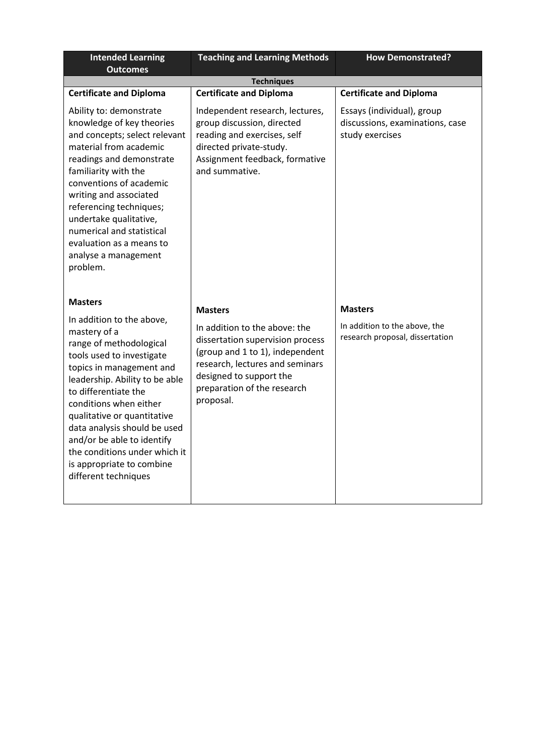| Intended Learning Outcomes | Teaching and Learning Methods | How Demonstrated? |
|---|---|---|
| **Techniques** | | |
| **Certificate and Diploma**<br><br>Ability to: demonstrate knowledge of key theories and concepts; select relevant material from academic readings and demonstrate familiarity with the conventions of academic writing and associated referencing techniques; undertake qualitative, numerical and statistical evaluation as a means to analyse a management problem. | **Certificate and Diploma**<br><br>Independent research, lectures, group discussion, directed reading and exercises, self directed private-study. Assignment feedback, formative and summative. | **Certificate and Diploma**<br><br>Essays (individual), group discussions, examinations, case study exercises |
| **Masters**<br><br>In addition to the above, mastery of a range of methodological tools used to investigate topics in management and leadership. Ability to be able to differentiate the conditions when either qualitative or quantitative data analysis should be used and/or be able to identify the conditions under which it is appropriate to combine different techniques | **Masters**<br><br>In addition to the above: the dissertation supervision process (group and 1 to 1), independent research, lectures and seminars designed to support the preparation of the research proposal. | **Masters**<br><br>In addition to the above, the research proposal, dissertation |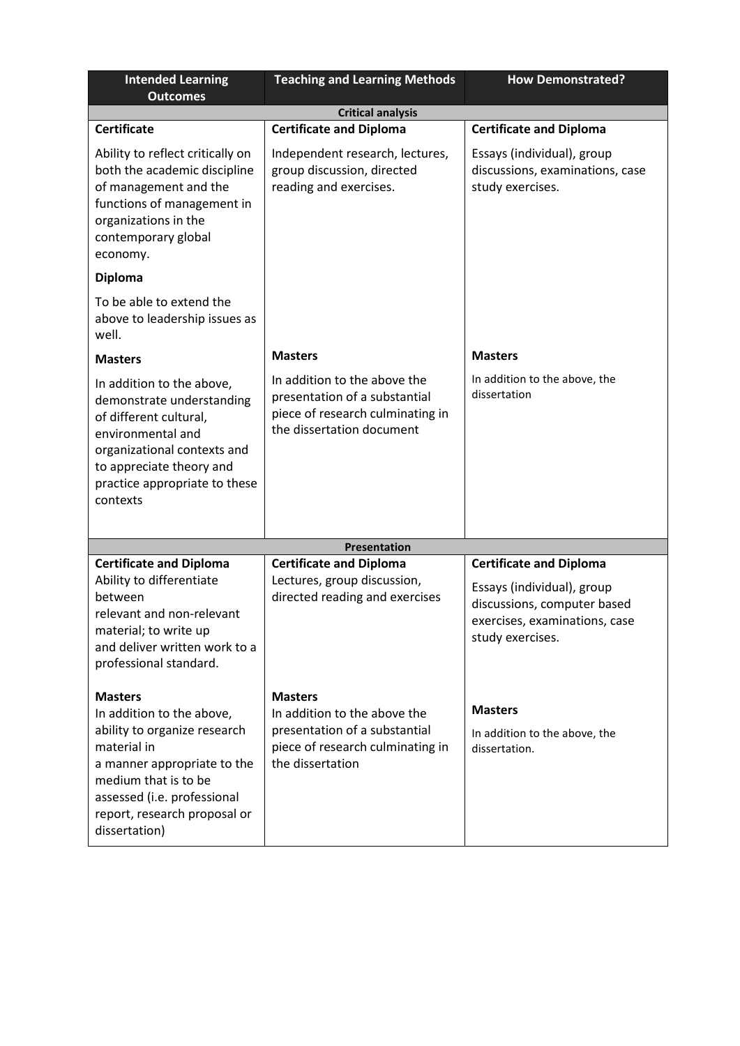| Intended Learning Outcomes | Teaching and Learning Methods | How Demonstrated? |
|---|---|---|
| **Critical analysis** | | |
| **Certificate**<br><br>Ability to reflect critically on both the academic discipline of management and the functions of management in organizations in the contemporary global economy.<br><br>**Diploma**<br><br>To be able to extend the above to leadership issues as well. | **Certificate and Diploma**<br><br>Independent research, lectures, group discussion, directed reading and exercises. | **Certificate and Diploma**<br><br>Essays (individual), group discussions, examinations, case study exercises. |
| **Masters**<br><br>In addition to the above, demonstrate understanding of different cultural, environmental and organizational contexts and to appreciate theory and practice appropriate to these contexts | **Masters**<br><br>In addition to the above the presentation of a substantial piece of research culminating in the dissertation document | **Masters**<br><br>In addition to the above, the dissertation |
| **Presentation** | | |
| **Certificate and Diploma**<br>Ability to differentiate between relevant and non-relevant material; to write up and deliver written work to a professional standard. | **Certificate and Diploma**<br>Lectures, group discussion, directed reading and exercises | **Certificate and Diploma**<br><br>Essays (individual), group discussions, computer based exercises, examinations, case study exercises. |
| **Masters**<br>In addition to the above, ability to organize research material in a manner appropriate to the medium that is to be assessed (i.e. professional report, research proposal or dissertation) | **Masters**<br>In addition to the above the presentation of a substantial piece of research culminating in the dissertation | **Masters**<br><br>In addition to the above, the dissertation. |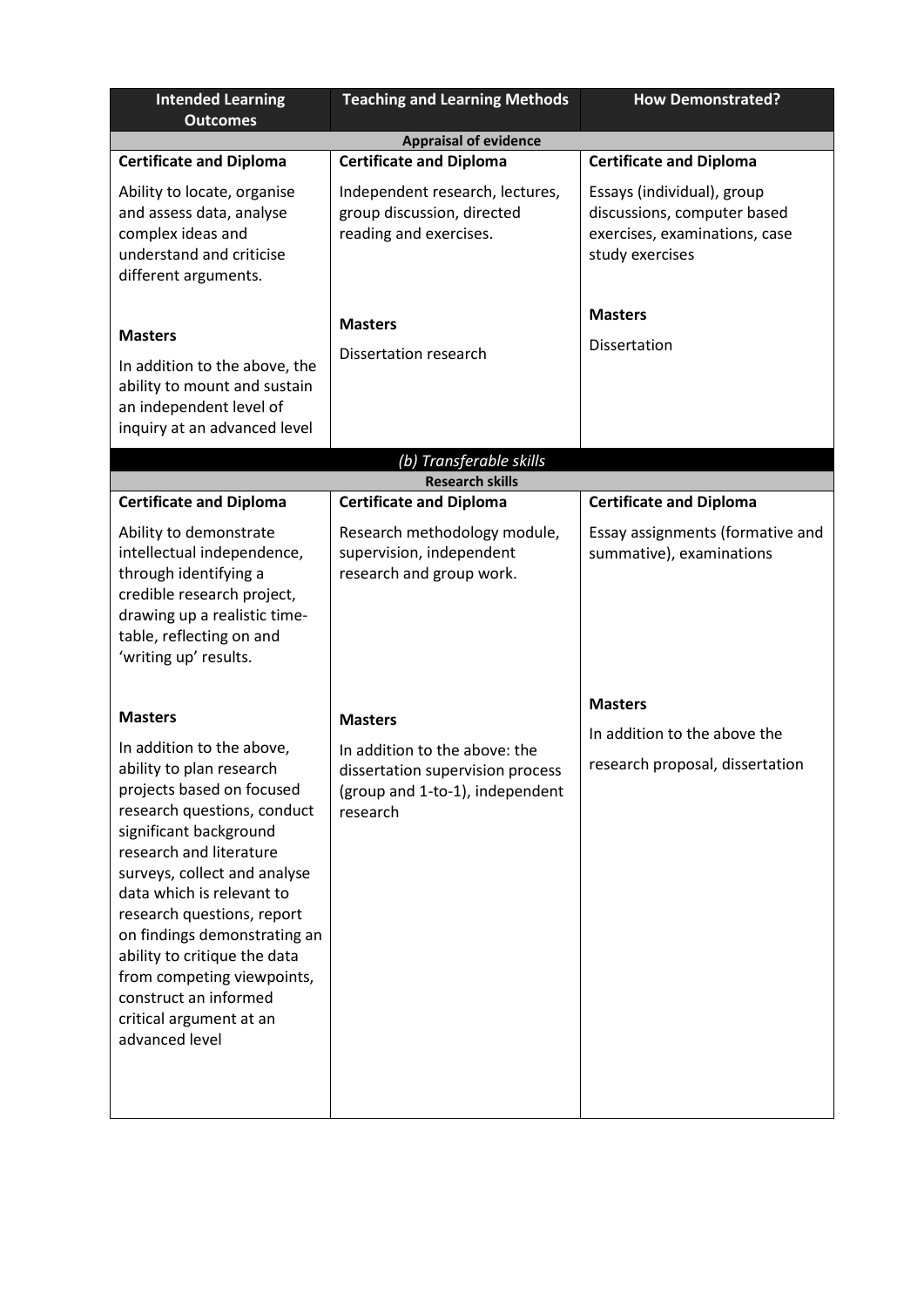| Intended Learning Outcomes | Teaching and Learning Methods | How Demonstrated? |
| --- | --- | --- |
| **Appraisal of evidence** | | |
| **Certificate and Diploma**<br><br>Ability to locate, organise and assess data, analyse complex ideas and understand and criticise different arguments. | **Certificate and Diploma**<br><br>Independent research, lectures, group discussion, directed reading and exercises. | **Certificate and Diploma**<br><br>Essays (individual), group discussions, computer based exercises, examinations, case study exercises |
| **Masters**<br><br>In addition to the above, the ability to mount and sustain an independent level of inquiry at an advanced level | **Masters**<br><br>Dissertation research | **Masters**<br><br>Dissertation |
| *(b) Transferable skills* | | |
| **Research skills** | | |
| **Certificate and Diploma**<br><br>Ability to demonstrate intellectual independence, through identifying a credible research project, drawing up a realistic time-table, reflecting on and 'writing up' results. | **Certificate and Diploma**<br><br>Research methodology module, supervision, independent research and group work. | **Certificate and Diploma**<br><br>Essay assignments (formative and summative), examinations |
| **Masters**<br><br>In addition to the above, ability to plan research projects based on focused research questions, conduct significant background research and literature surveys, collect and analyse data which is relevant to research questions, report on findings demonstrating an ability to critique the data from competing viewpoints, construct an informed critical argument at an advanced level | **Masters**<br><br>In addition to the above: the dissertation supervision process (group and 1-to-1), independent research | **Masters**<br><br>In addition to the above the research proposal, dissertation |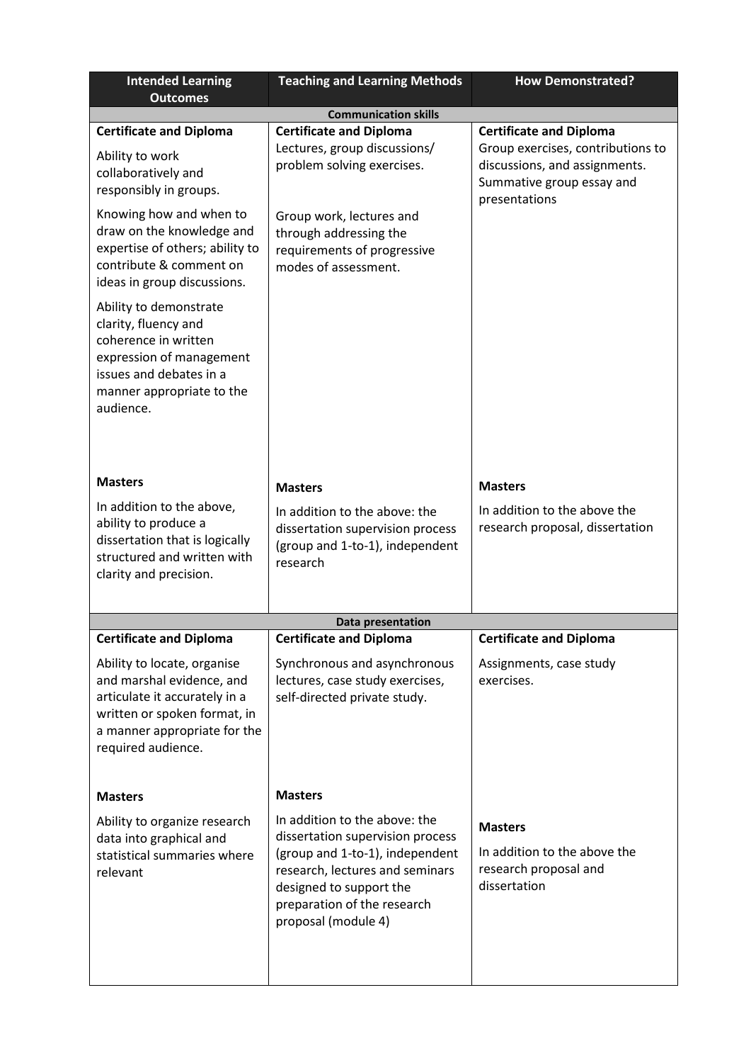| Intended Learning Outcomes | Teaching and Learning Methods | How Demonstrated? |
| --- | --- | --- |
| **Communication skills** | | |
| **Certificate and Diploma**<br><br>Ability to work collaboratively and responsibly in groups.<br><br>Knowing how and when to draw on the knowledge and expertise of others; ability to contribute & comment on ideas in group discussions.<br><br>Ability to demonstrate clarity, fluency and coherence in written expression of management issues and debates in a manner appropriate to the audience. | **Certificate and Diploma**<br>Lectures, group discussions/ problem solving exercises.<br><br>Group work, lectures and through addressing the requirements of progressive modes of assessment. | **Certificate and Diploma**<br>Group exercises, contributions to discussions, and assignments. Summative group essay and presentations |
| **Masters**<br><br>In addition to the above, ability to produce a dissertation that is logically structured and written with clarity and precision. | **Masters**<br><br>In addition to the above: the dissertation supervision process (group and 1-to-1), independent research | **Masters**<br><br>In addition to the above the research proposal, dissertation |
| **Data presentation** | | |
| **Certificate and Diploma**<br><br>Ability to locate, organise and marshal evidence, and articulate it accurately in a written or spoken format, in a manner appropriate for the required audience. | **Certificate and Diploma**<br><br>Synchronous and asynchronous lectures, case study exercises, self-directed private study. | **Certificate and Diploma**<br><br>Assignments, case study exercises. |
| **Masters**<br><br>Ability to organize research data into graphical and statistical summaries where relevant | **Masters**<br><br>In addition to the above: the dissertation supervision process (group and 1-to-1), independent research, lectures and seminars designed to support the preparation of the research proposal (module 4) | **Masters**<br><br>In addition to the above the research proposal and dissertation |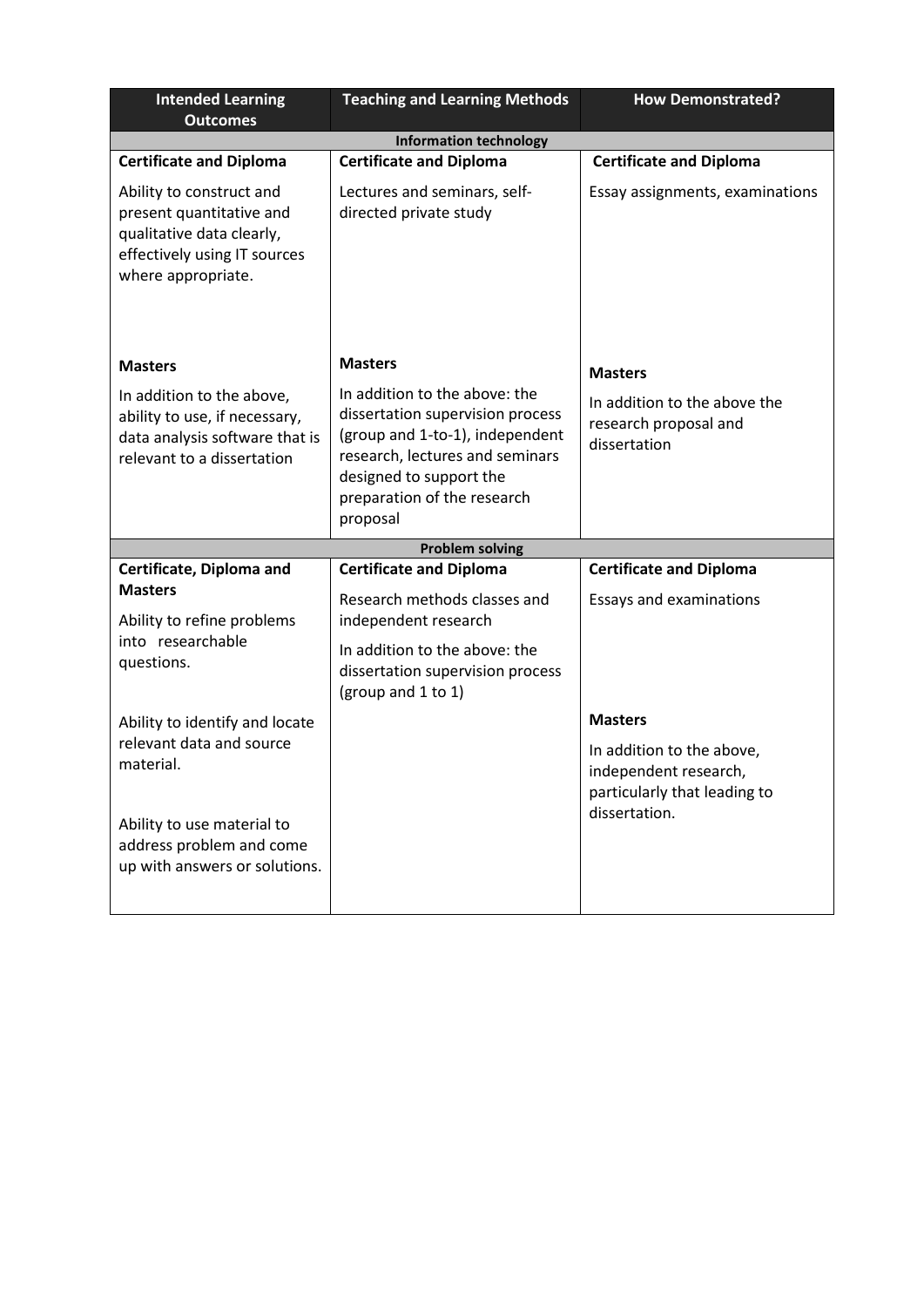| Intended Learning Outcomes | Teaching and Learning Methods | How Demonstrated? |
| --- | --- | --- |
| **Information technology** | | |
| **Certificate and Diploma**<br>Ability to construct and present quantitative and qualitative data clearly, effectively using IT sources where appropriate. | **Certificate and Diploma**<br>Lectures and seminars, self-directed private study | **Certificate and Diploma**<br>Essay assignments, examinations |
| **Masters**<br>In addition to the above, ability to use, if necessary, data analysis software that is relevant to a dissertation | **Masters**<br>In addition to the above: the dissertation supervision process (group and 1-to-1), independent research, lectures and seminars designed to support the preparation of the research proposal | **Masters**<br>In addition to the above the research proposal and dissertation |
| **Problem solving** | | |
| **Certificate, Diploma and Masters**<br>Ability to refine problems into researchable questions.<br><br>Ability to identify and locate relevant data and source material.<br><br>Ability to use material to address problem and come up with answers or solutions. | **Certificate and Diploma**<br>Research methods classes and independent research<br>In addition to the above: the dissertation supervision process (group and 1 to 1) | **Certificate and Diploma**<br>Essays and examinations<br><br>**Masters**<br>In addition to the above, independent research, particularly that leading to dissertation. |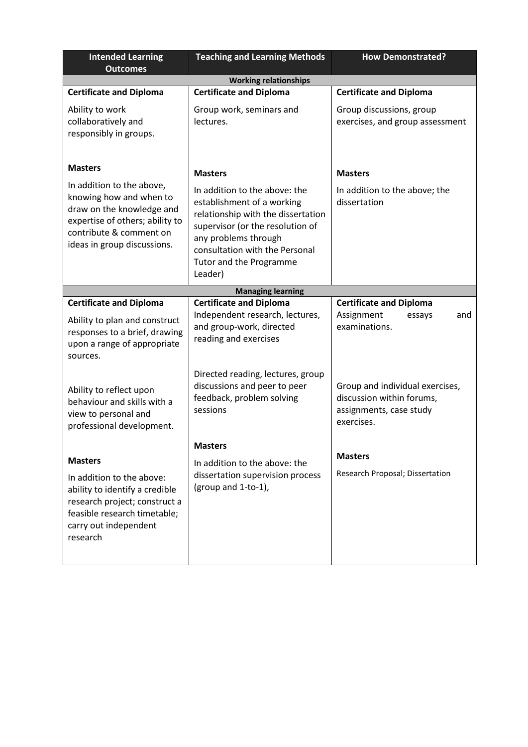| Intended Learning Outcomes | Teaching and Learning Methods | How Demonstrated? |
|---|---|---|
| **Working relationships** | | |
| **Certificate and Diploma** | **Certificate and Diploma** | **Certificate and Diploma** |
| Ability to work collaboratively and responsibly in groups. | Group work, seminars and lectures. | Group discussions, group exercises, and group assessment |
| **Masters** | **Masters** | **Masters** |
| In addition to the above, knowing how and when to draw on the knowledge and expertise of others; ability to contribute & comment on ideas in group discussions. | In addition to the above: the establishment of a working relationship with the dissertation supervisor (or the resolution of any problems through consultation with the Personal Tutor and the Programme Leader) | In addition to the above; the dissertation |
| **Managing learning** | | |
| **Certificate and Diploma** | **Certificate and Diploma** | **Certificate and Diploma** |
| Ability to plan and construct responses to a brief, drawing upon a range of appropriate sources. | Independent research, lectures, and group-work, directed reading and exercises | Assignment essays and examinations. |
| Ability to reflect upon behaviour and skills with a view to personal and professional development. | Directed reading, lectures, group discussions and peer to peer feedback, problem solving sessions | Group and individual exercises, discussion within forums, assignments, case study exercises. |
| **Masters** | **Masters** | **Masters** |
| In addition to the above: ability to identify a credible research project; construct a feasible research timetable; carry out independent research | In addition to the above: the dissertation supervision process (group and 1-to-1), | Research Proposal; Dissertation |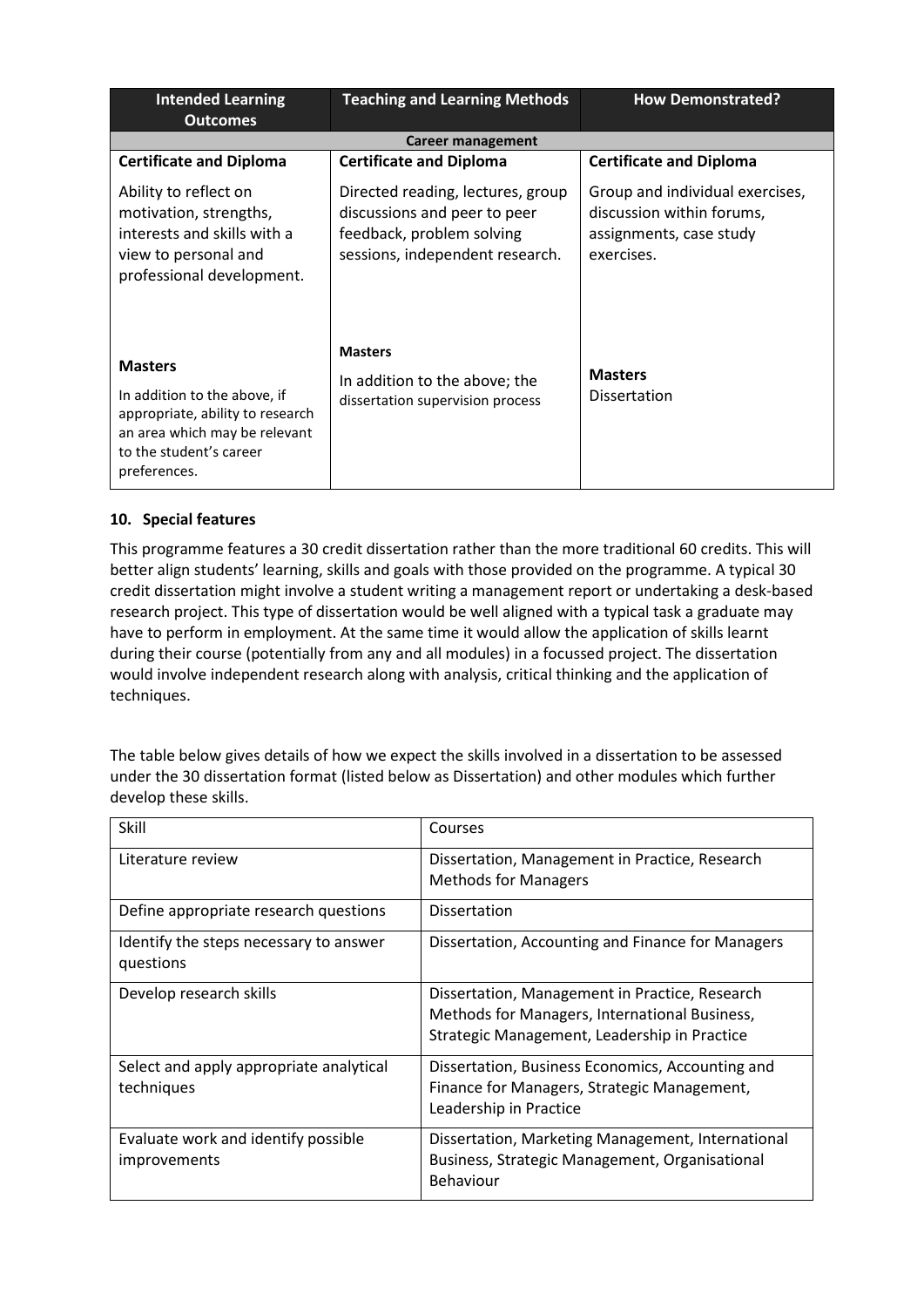| Intended Learning Outcomes | Teaching and Learning Methods | How Demonstrated? |
|---|---|---|
| **Career management** | | |
| **Certificate and Diploma**<br><br>Ability to reflect on motivation, strengths, interests and skills with a view to personal and professional development. | **Certificate and Diploma**<br><br>Directed reading, lectures, group discussions and peer to peer feedback, problem solving sessions, independent research. | **Certificate and Diploma**<br><br>Group and individual exercises, discussion within forums, assignments, case study exercises. |
| **Masters**<br><br>In addition to the above, if appropriate, ability to research an area which may be relevant to the student's career preferences. | **Masters**<br><br>In addition to the above; the dissertation supervision process | **Masters**<br>Dissertation |

### 10. Special features

This programme features a 30 credit dissertation rather than the more traditional 60 credits. This will better align students' learning, skills and goals with those provided on the programme. A typical 30 credit dissertation might involve a student writing a management report or undertaking a desk-based research project. This type of dissertation would be well aligned with a typical task a graduate may have to perform in employment. At the same time it would allow the application of skills learnt during their course (potentially from any and all modules) in a focussed project. The dissertation would involve independent research along with analysis, critical thinking and the application of techniques.

The table below gives details of how we expect the skills involved in a dissertation to be assessed under the 30 dissertation format (listed below as Dissertation) and other modules which further develop these skills.

| Skill | Courses |
|---|---|
| Literature review | Dissertation, Management in Practice, Research Methods for Managers |
| Define appropriate research questions | Dissertation |
| Identify the steps necessary to answer questions | Dissertation, Accounting and Finance for Managers |
| Develop research skills | Dissertation, Management in Practice, Research Methods for Managers, International Business, Strategic Management, Leadership in Practice |
| Select and apply appropriate analytical techniques | Dissertation, Business Economics, Accounting and Finance for Managers, Strategic Management, Leadership in Practice |
| Evaluate work and identify possible improvements | Dissertation, Marketing Management, International Business, Strategic Management, Organisational Behaviour |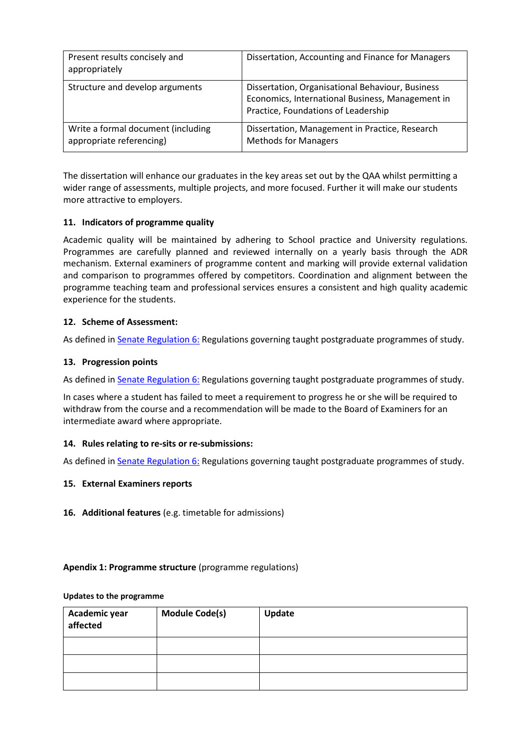| | |
|---|---|
| Present results concisely and appropriately | Dissertation, Accounting and Finance for Managers |
| Structure and develop arguments | Dissertation, Organisational Behaviour, Business Economics, International Business, Management in Practice, Foundations of Leadership |
| Write a formal document (including appropriate referencing) | Dissertation, Management in Practice, Research Methods for Managers |

The dissertation will enhance our graduates in the key areas set out by the QAA whilst permitting a wider range of assessments, multiple projects, and more focused. Further it will make our students more attractive to employers.

### 11. Indicators of programme quality

Academic quality will be maintained by adhering to School practice and University regulations. Programmes are carefully planned and reviewed internally on a yearly basis through the ADR mechanism. External examiners of programme content and marking will provide external validation and comparison to programmes offered by competitors. Coordination and alignment between the programme teaching team and professional services ensures a consistent and high quality academic experience for the students.

### 12. Scheme of Assessment:

As defined in Senate Regulation 6: Regulations governing taught postgraduate programmes of study.

### 13. Progression points

As defined in Senate Regulation 6: Regulations governing taught postgraduate programmes of study.

In cases where a student has failed to meet a requirement to progress he or she will be required to withdraw from the course and a recommendation will be made to the Board of Examiners for an intermediate award where appropriate.

### 14. Rules relating to re-sits or re-submissions:

As defined in Senate Regulation 6: Regulations governing taught postgraduate programmes of study.

### 15. External Examiners reports

### 16. Additional features (e.g. timetable for admissions)

**Apendix 1: Programme structure** (programme regulations)

**Updates to the programme**

| Academic year affected | Module Code(s) | Update |
|---|---|---|
| | | |
| | | |
| | | |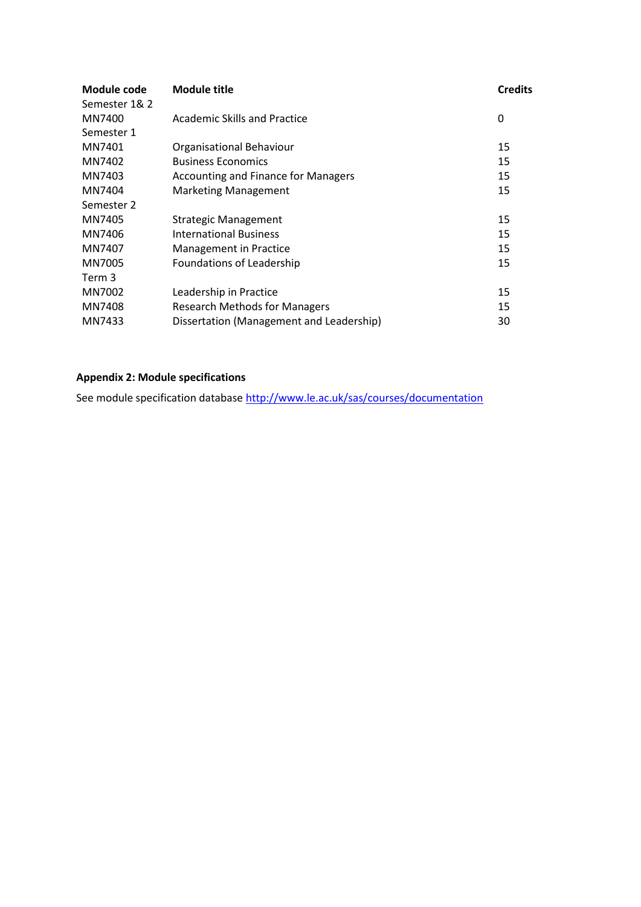| Module code | Module title | Credits |
|---|---|---|
| Semester 1& 2 | | |
| MN7400 | Academic Skills and Practice | 0 |
| Semester 1 | | |
| MN7401 | Organisational Behaviour | 15 |
| MN7402 | Business Economics | 15 |
| MN7403 | Accounting and Finance for Managers | 15 |
| MN7404 | Marketing Management | 15 |
| Semester 2 | | |
| MN7405 | Strategic Management | 15 |
| MN7406 | International Business | 15 |
| MN7407 | Management in Practice | 15 |
| MN7005 | Foundations of Leadership | 15 |
| Term 3 | | |
| MN7002 | Leadership in Practice | 15 |
| MN7408 | Research Methods for Managers | 15 |
| MN7433 | Dissertation (Management and Leadership) | 30 |

**Appendix 2: Module specifications**

See module specification database http://www.le.ac.uk/sas/courses/documentation